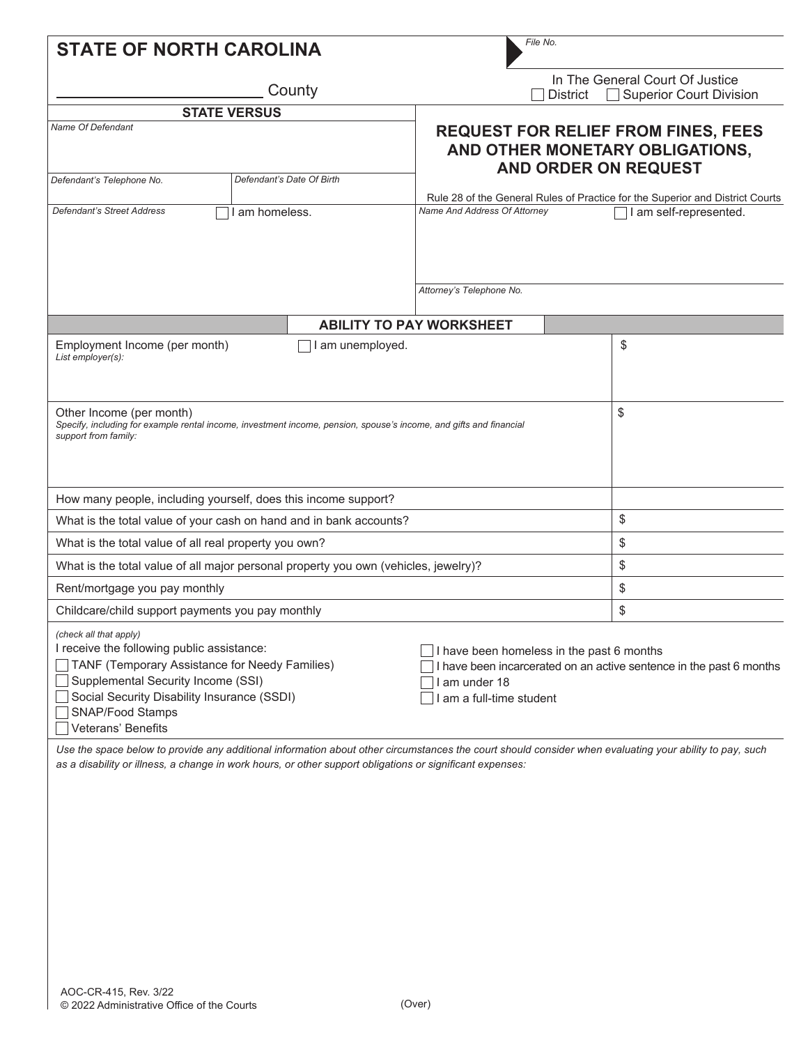# STATE OF NORTH CAROLINA

File No.

_______________ County

In The General Court Of Justice
☐ District ☐ Superior Court Division

| STATE VERSUS | | |
|---|---|---|
| *Name Of Defendant* | | **REQUEST FOR RELIEF FROM FINES, FEES AND OTHER MONETARY OBLIGATIONS, AND ORDER ON REQUEST** |
| *Defendant's Telephone No.* | *Defendant's Date Of Birth* | Rule 28 of the General Rules of Practice for the Superior and District Courts |
| *Defendant's Street Address* ☐ I am homeless. | | *Name And Address Of Attorney* ☐ I am self-represented. |
| | | *Attorney's Telephone No.* |

## ABILITY TO PAY WORKSHEET

| | |
|---|---|
| Employment Income (per month) ☐ I am unemployed.<br>*List employer(s):* | $ |
| Other Income (per month)<br>*Specify, including for example rental income, investment income, pension, spouse's income, and gifts and financial support from family:* | $ |
| How many people, including yourself, does this income support? | |
| What is the total value of your cash on hand and in bank accounts? | $ |
| What is the total value of all real property you own? | $ |
| What is the total value of all major personal property you own (vehicles, jewelry)? | $ |
| Rent/mortgage you pay monthly | $ |
| Childcare/child support payments you pay monthly | $ |

*(check all that apply)*

I receive the following public assistance:
- ☐ TANF (Temporary Assistance for Needy Families)
- ☐ Supplemental Security Income (SSI)
- ☐ Social Security Disability Insurance (SSDI)
- ☐ SNAP/Food Stamps
- ☐ Veterans' Benefits

- ☐ I have been homeless in the past 6 months
- ☐ I have been incarcerated on an active sentence in the past 6 months
- ☐ I am under 18
- ☐ I am a full-time student

*Use the space below to provide any additional information about other circumstances the court should consider when evaluating your ability to pay, such as a disability or illness, a change in work hours, or other support obligations or significant expenses:*

AOC-CR-415, Rev. 3/22
© 2022 Administrative Office of the Courts

(Over)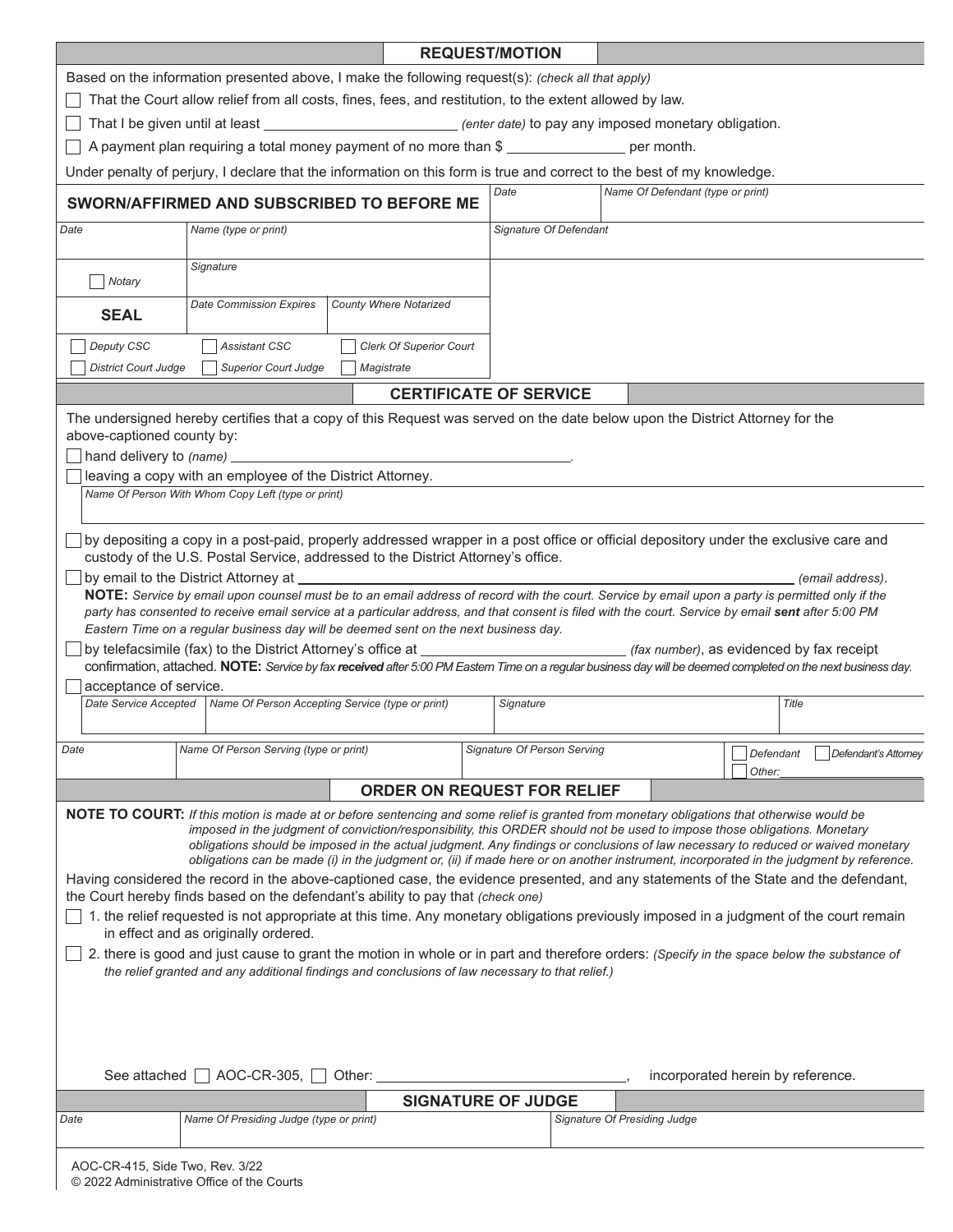## REQUEST/MOTION

Based on the information presented above, I make the following request(s): *(check all that apply)*

☐ That the Court allow relief from all costs, fines, fees, and restitution, to the extent allowed by law.

☐ That I be given until at least ______________________ *(enter date)* to pay any imposed monetary obligation.

☐ A payment plan requiring a total money payment of no more than $ ______________ per month.

Under penalty of perjury, I declare that the information on this form is true and correct to the best of my knowledge.

| | |
|---|---|
| *Date* | *Name Of Defendant (type or print)* |
| *Signature Of Defendant* | |

### SWORN/AFFIRMED AND SUBSCRIBED TO BEFORE ME

| | | |
|---|---|---|
| *Date* | *Name (type or print)* | |
| ☐ *Notary* | *Signature* | |
| **SEAL** | *Date Commission Expires* | *County Where Notarized* |

☐ *Deputy CSC* ☐ *Assistant CSC* ☐ *Clerk Of Superior Court*
☐ *District Court Judge* ☐ *Superior Court Judge* ☐ *Magistrate*

## CERTIFICATE OF SERVICE

The undersigned hereby certifies that a copy of this Request was served on the date below upon the District Attorney for the above-captioned county by:

☐ hand delivery to *(name)* ________________________________________.

☐ leaving a copy with an employee of the District Attorney.

*Name Of Person With Whom Copy Left (type or print)*

☐ by depositing a copy in a post-paid, properly addressed wrapper in a post office or official depository under the exclusive care and custody of the U.S. Postal Service, addressed to the District Attorney's office.

☐ by email to the District Attorney at ________________________________________ *(email address)*.
**NOTE:** *Service by email upon counsel must be to an email address of record with the court. Service by email upon a party is permitted only if the party has consented to receive email service at a particular address, and that consent is filed with the court. Service by email* ***sent*** *after 5:00 PM Eastern Time on a regular business day will be deemed sent on the next business day.*

☐ by telefacsimile (fax) to the District Attorney's office at ______________________ *(fax number)*, as evidenced by fax receipt confirmation, attached. **NOTE:** *Service by fax* ***received*** *after 5:00 PM Eastern Time on a regular business day will be deemed completed on the next business day.*

☐ acceptance of service.

| *Date Service Accepted* | *Name Of Person Accepting Service (type or print)* | *Signature* | *Title* |
|---|---|---|---|
| | | | |

| *Date* | *Name Of Person Serving (type or print)* | *Signature Of Person Serving* | ☐ *Defendant* ☐ *Defendant's Attorney* ☐ *Other:* ______ |
|---|---|---|---|
| | | | |

## ORDER ON REQUEST FOR RELIEF

**NOTE TO COURT:** *If this motion is made at or before sentencing and some relief is granted from monetary obligations that otherwise would be imposed in the judgment of conviction/responsibility, this ORDER should not be used to impose those obligations. Monetary obligations should be imposed in the actual judgment. Any findings or conclusions of law necessary to reduced or waived monetary obligations can be made (i) in the judgment or, (ii) if made here or on another instrument, incorporated in the judgment by reference.*

Having considered the record in the above-captioned case, the evidence presented, and any statements of the State and the defendant, the Court hereby finds based on the defendant's ability to pay that *(check one)*

☐ 1. the relief requested is not appropriate at this time. Any monetary obligations previously imposed in a judgment of the court remain in effect and as originally ordered.

☐ 2. there is good and just cause to grant the motion in whole or in part and therefore orders: *(Specify in the space below the substance of the relief granted and any additional findings and conclusions of law necessary to that relief.)*

See attached ☐ AOC-CR-305, ☐ Other: ______________________________, incorporated herein by reference.

## SIGNATURE OF JUDGE

| *Date* | *Name Of Presiding Judge (type or print)* | *Signature Of Presiding Judge* |
|---|---|---|
| | | |

AOC-CR-415, Side Two, Rev. 3/22
© 2022 Administrative Office of the Courts